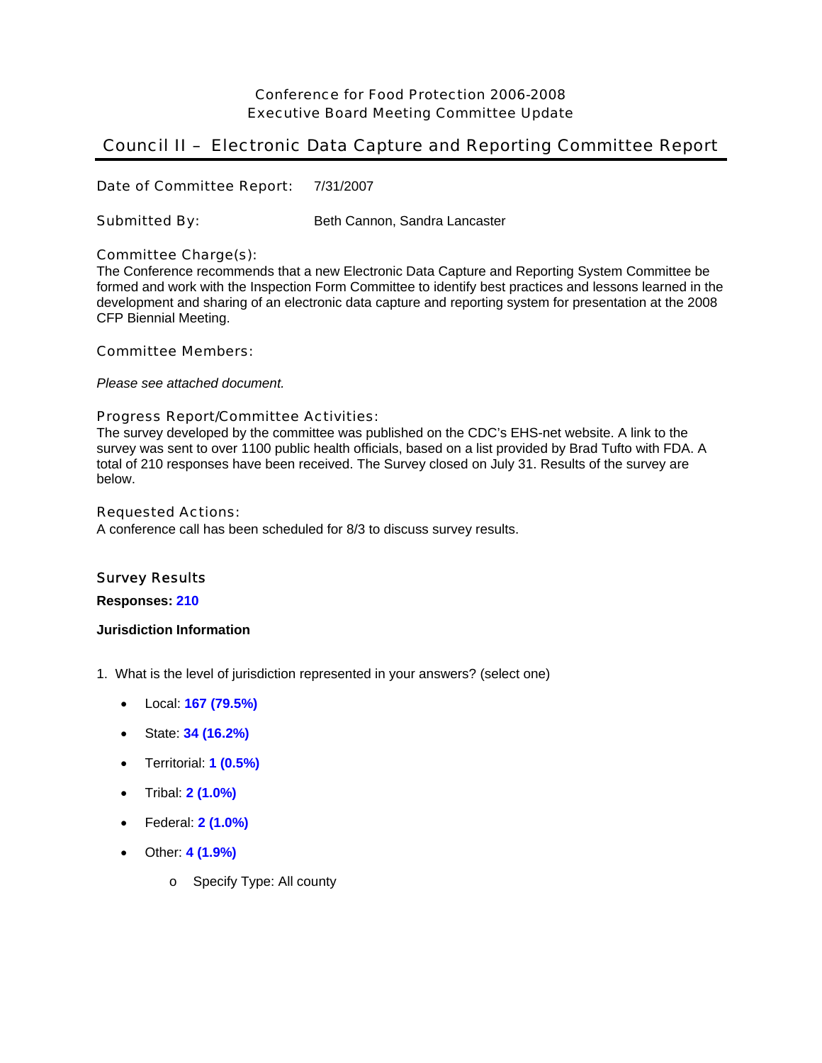Conference for Food Protection 2006-2008
Executive Board Meeting Committee Update

# Council II – Electronic Data Capture and Reporting Committee Report

**Date of Committee Report:** 7/31/2007

**Submitted By:** Beth Cannon, Sandra Lancaster

## Committee Charge(s):

The Conference recommends that a new Electronic Data Capture and Reporting System Committee be formed and work with the Inspection Form Committee to identify best practices and lessons learned in the development and sharing of an electronic data capture and reporting system for presentation at the 2008 CFP Biennial Meeting.

## Committee Members:

*Please see attached document.*

## Progress Report/Committee Activities:

The survey developed by the committee was published on the CDC's EHS-net website. A link to the survey was sent to over 1100 public health officials, based on a list provided by Brad Tufto with FDA. A total of 210 responses have been received. The Survey closed on July 31. Results of the survey are below.

## Requested Actions:

A conference call has been scheduled for 8/3 to discuss survey results.

## Survey Results

**Responses: 210**

**Jurisdiction Information**

1. What is the level of jurisdiction represented in your answers? (select one)

   - Local: **167 (79.5%)**
   - State: **34 (16.2%)**
   - Territorial: **1 (0.5%)**
   - Tribal: **2 (1.0%)**
   - Federal: **2 (1.0%)**
   - Other: **4 (1.9%)**
     - Specify Type: All county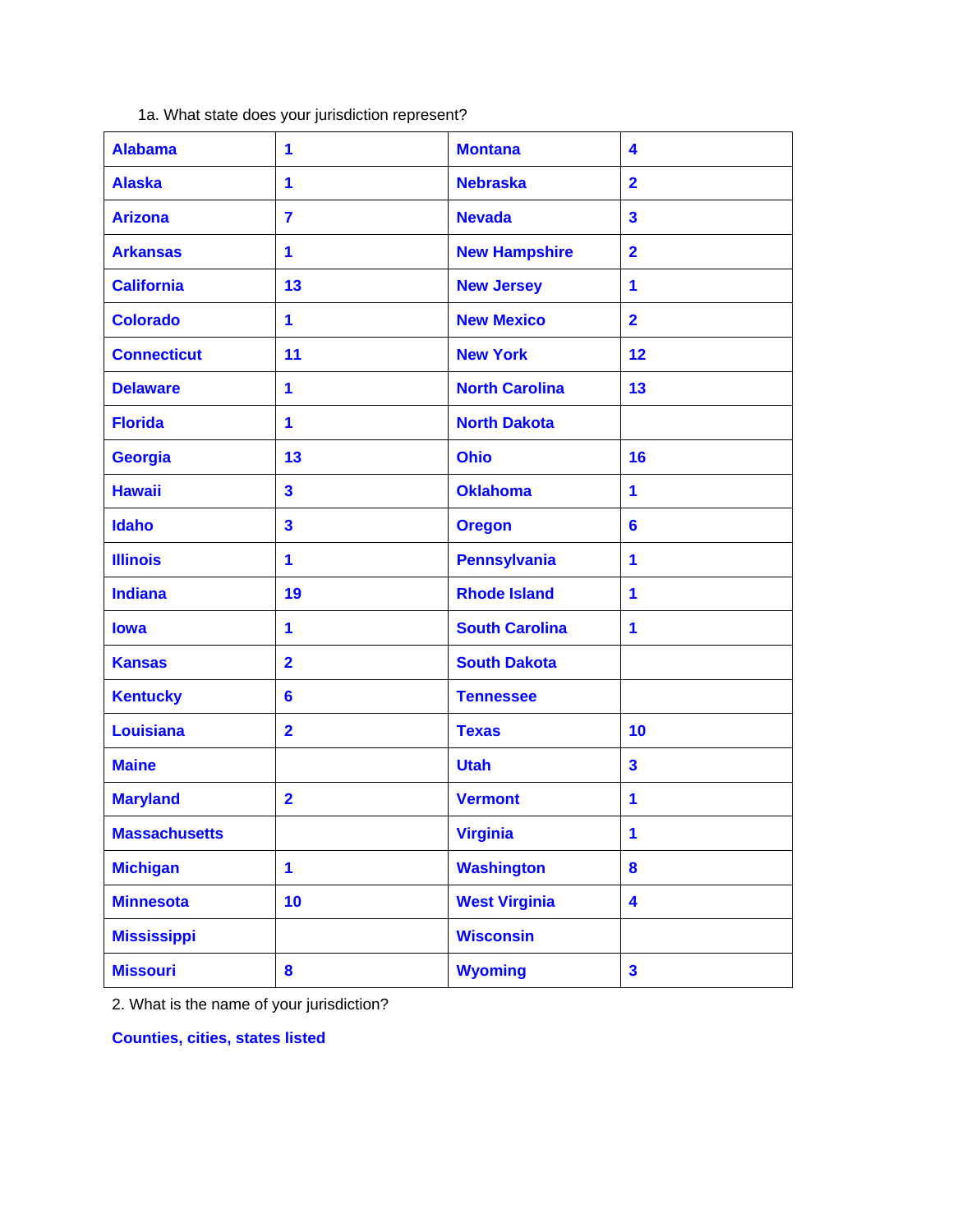1a. What state does your jurisdiction represent?

| | | | |
|---|---|---|---|
| **Alabama** | **1** | **Montana** | **4** |
| **Alaska** | **1** | **Nebraska** | **2** |
| **Arizona** | **7** | **Nevada** | **3** |
| **Arkansas** | **1** | **New Hampshire** | **2** |
| **California** | **13** | **New Jersey** | **1** |
| **Colorado** | **1** | **New Mexico** | **2** |
| **Connecticut** | **11** | **New York** | **12** |
| **Delaware** | **1** | **North Carolina** | **13** |
| **Florida** | **1** | **North Dakota** | |
| **Georgia** | **13** | **Ohio** | **16** |
| **Hawaii** | **3** | **Oklahoma** | **1** |
| **Idaho** | **3** | **Oregon** | **6** |
| **Illinois** | **1** | **Pennsylvania** | **1** |
| **Indiana** | **19** | **Rhode Island** | **1** |
| **Iowa** | **1** | **South Carolina** | **1** |
| **Kansas** | **2** | **South Dakota** | |
| **Kentucky** | **6** | **Tennessee** | |
| **Louisiana** | **2** | **Texas** | **10** |
| **Maine** | | **Utah** | **3** |
| **Maryland** | **2** | **Vermont** | **1** |
| **Massachusetts** | | **Virginia** | **1** |
| **Michigan** | **1** | **Washington** | **8** |
| **Minnesota** | **10** | **West Virginia** | **4** |
| **Mississippi** | | **Wisconsin** | |
| **Missouri** | **8** | **Wyoming** | **3** |

2. What is the name of your jurisdiction?

**Counties, cities, states listed**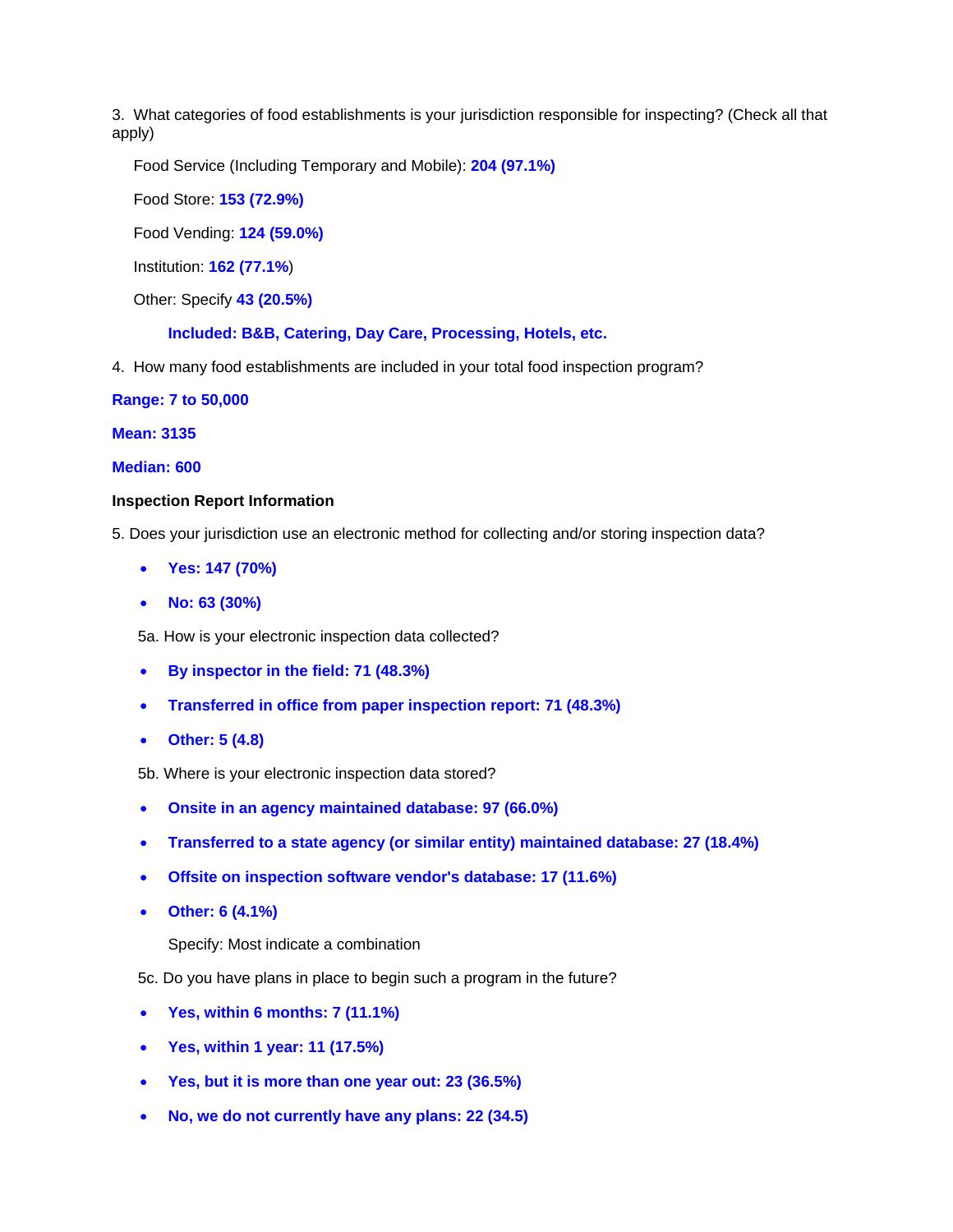3. What categories of food establishments is your jurisdiction responsible for inspecting? (Check all that apply)

Food Service (Including Temporary and Mobile): **204 (97.1%)**

Food Store: **153 (72.9%)**

Food Vending: **124 (59.0%)**

Institution: **162 (77.1%**)

Other: Specify **43 (20.5%)**

**Included: B&B, Catering, Day Care, Processing, Hotels, etc.**

4. How many food establishments are included in your total food inspection program?

**Range: 7 to 50,000**

**Mean: 3135**

**Median: 600**

**Inspection Report Information**

5. Does your jurisdiction use an electronic method for collecting and/or storing inspection data?

- **Yes: 147 (70%)**
- **No: 63 (30%)**

5a. How is your electronic inspection data collected?

- **By inspector in the field: 71 (48.3%)**
- **Transferred in office from paper inspection report: 71 (48.3%)**
- **Other: 5 (4.8)**

5b. Where is your electronic inspection data stored?

- **Onsite in an agency maintained database: 97 (66.0%)**
- **Transferred to a state agency (or similar entity) maintained database: 27 (18.4%)**
- **Offsite on inspection software vendor's database: 17 (11.6%)**
- **Other: 6 (4.1%)**

  Specify: Most indicate a combination

5c. Do you have plans in place to begin such a program in the future?

- **Yes, within 6 months: 7 (11.1%)**
- **Yes, within 1 year: 11 (17.5%)**
- **Yes, but it is more than one year out: 23 (36.5%)**
- **No, we do not currently have any plans: 22 (34.5)**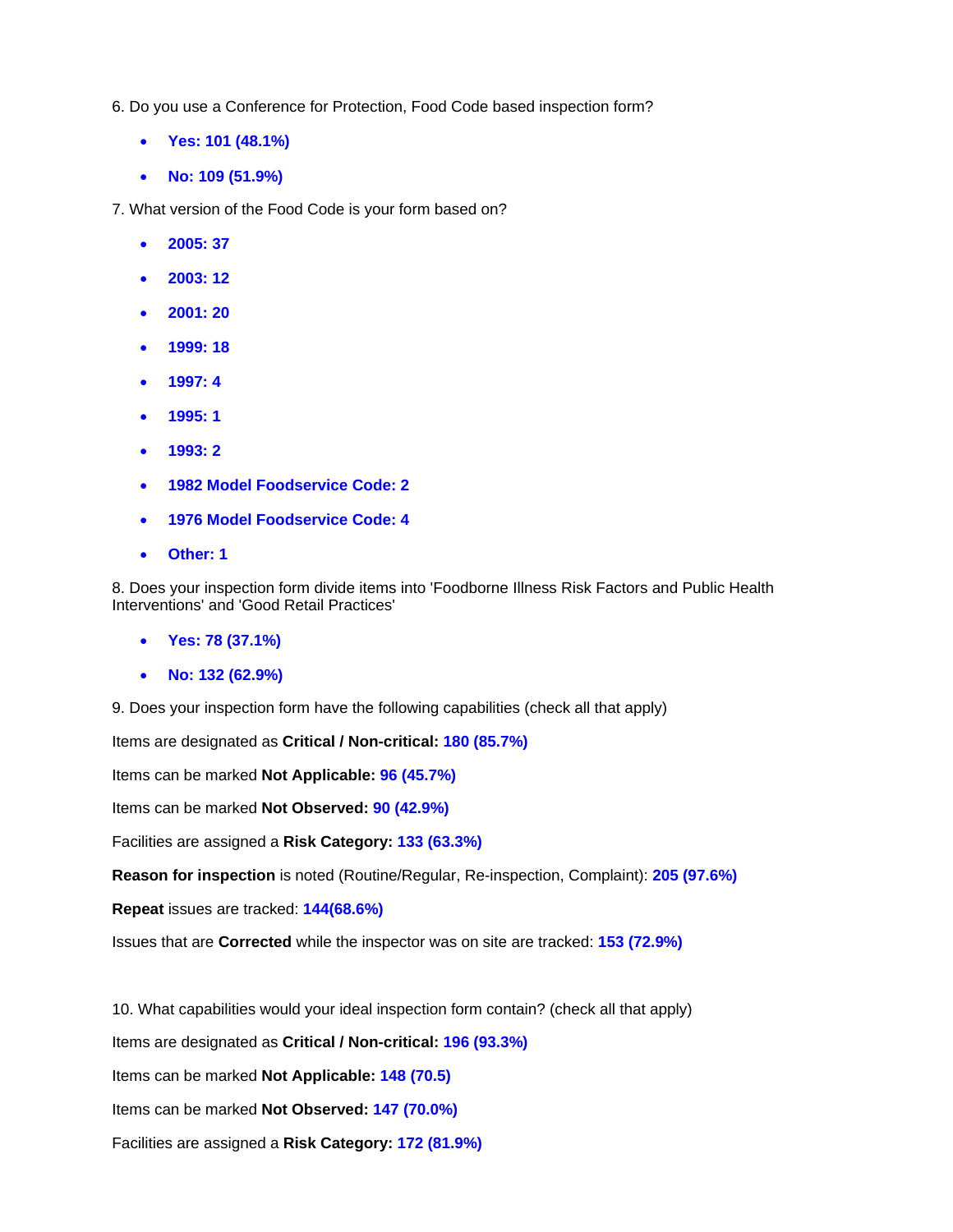6. Do you use a Conference for Protection, Food Code based inspection form?

- **Yes: 101 (48.1%)**
- **No: 109 (51.9%)**

7. What version of the Food Code is your form based on?

- **2005: 37**
- **2003: 12**
- **2001: 20**
- **1999: 18**
- **1997: 4**
- **1995: 1**
- **1993: 2**
- **1982 Model Foodservice Code: 2**
- **1976 Model Foodservice Code: 4**
- **Other: 1**

8. Does your inspection form divide items into 'Foodborne Illness Risk Factors and Public Health Interventions' and 'Good Retail Practices'

- **Yes: 78 (37.1%)**
- **No: 132 (62.9%)**

9. Does your inspection form have the following capabilities (check all that apply)

Items are designated as **Critical / Non-critical:** **180 (85.7%)**

Items can be marked **Not Applicable:** **96 (45.7%)**

Items can be marked **Not Observed:** **90 (42.9%)**

Facilities are assigned a **Risk Category:** **133 (63.3%)**

**Reason for inspection** is noted (Routine/Regular, Re-inspection, Complaint): **205 (97.6%)**

**Repeat** issues are tracked: **144(68.6%)**

Issues that are **Corrected** while the inspector was on site are tracked: **153 (72.9%)**

10. What capabilities would your ideal inspection form contain? (check all that apply)

Items are designated as **Critical / Non-critical:** **196 (93.3%)**

Items can be marked **Not Applicable:** **148 (70.5)**

Items can be marked **Not Observed:** **147 (70.0%)**

Facilities are assigned a **Risk Category:** **172 (81.9%)**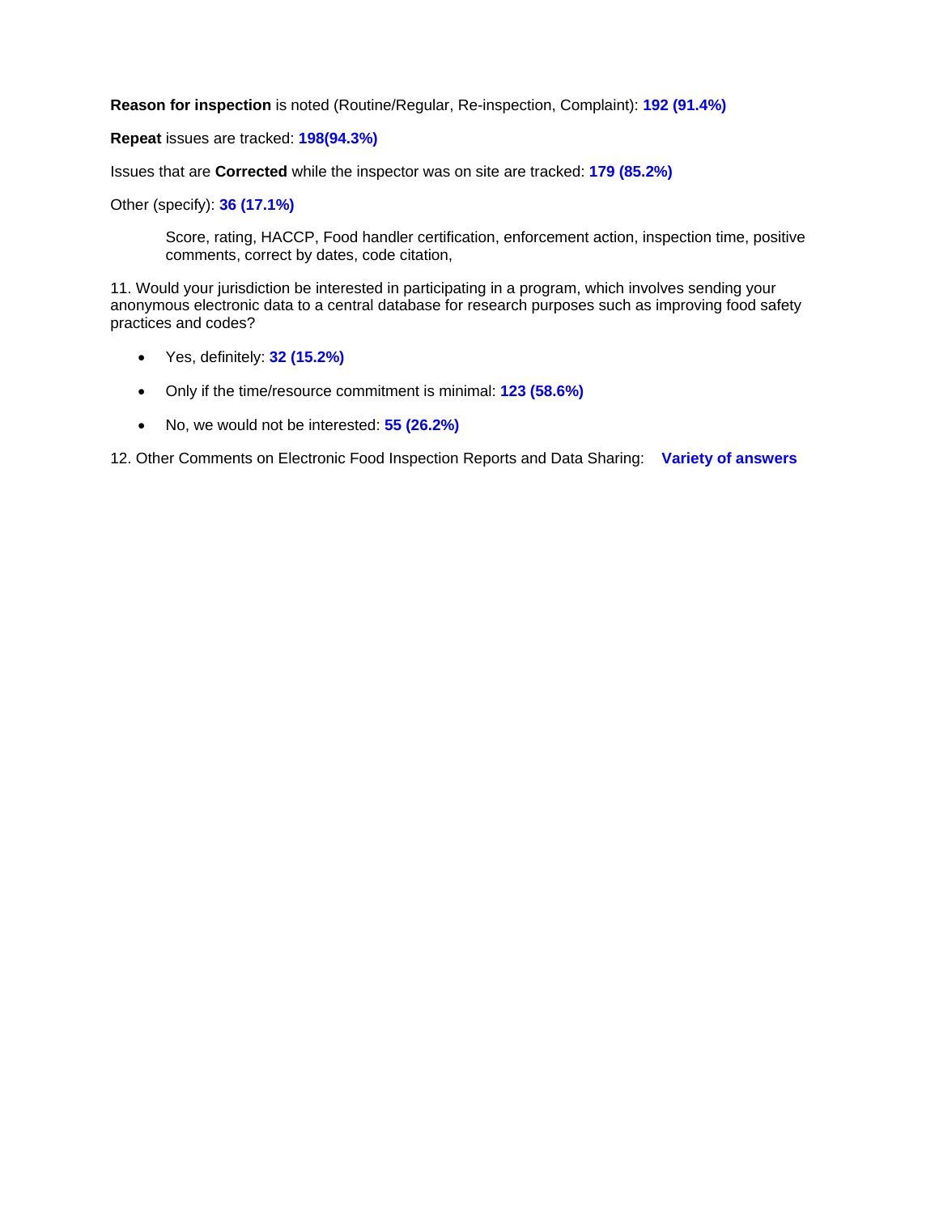**Reason for inspection** is noted (Routine/Regular, Re-inspection, Complaint): **192 (91.4%)**

**Repeat** issues are tracked: **198(94.3%)**

Issues that are **Corrected** while the inspector was on site are tracked: **179 (85.2%)**

Other (specify): **36 (17.1%)**

> Score, rating, HACCP, Food handler certification, enforcement action, inspection time, positive comments, correct by dates, code citation,

11. Would your jurisdiction be interested in participating in a program, which involves sending your anonymous electronic data to a central database for research purposes such as improving food safety practices and codes?

- Yes, definitely: **32 (15.2%)**
- Only if the time/resource commitment is minimal: **123 (58.6%)**
- No, we would not be interested: **55 (26.2%)**

12. Other Comments on Electronic Food Inspection Reports and Data Sharing: **Variety of answers**